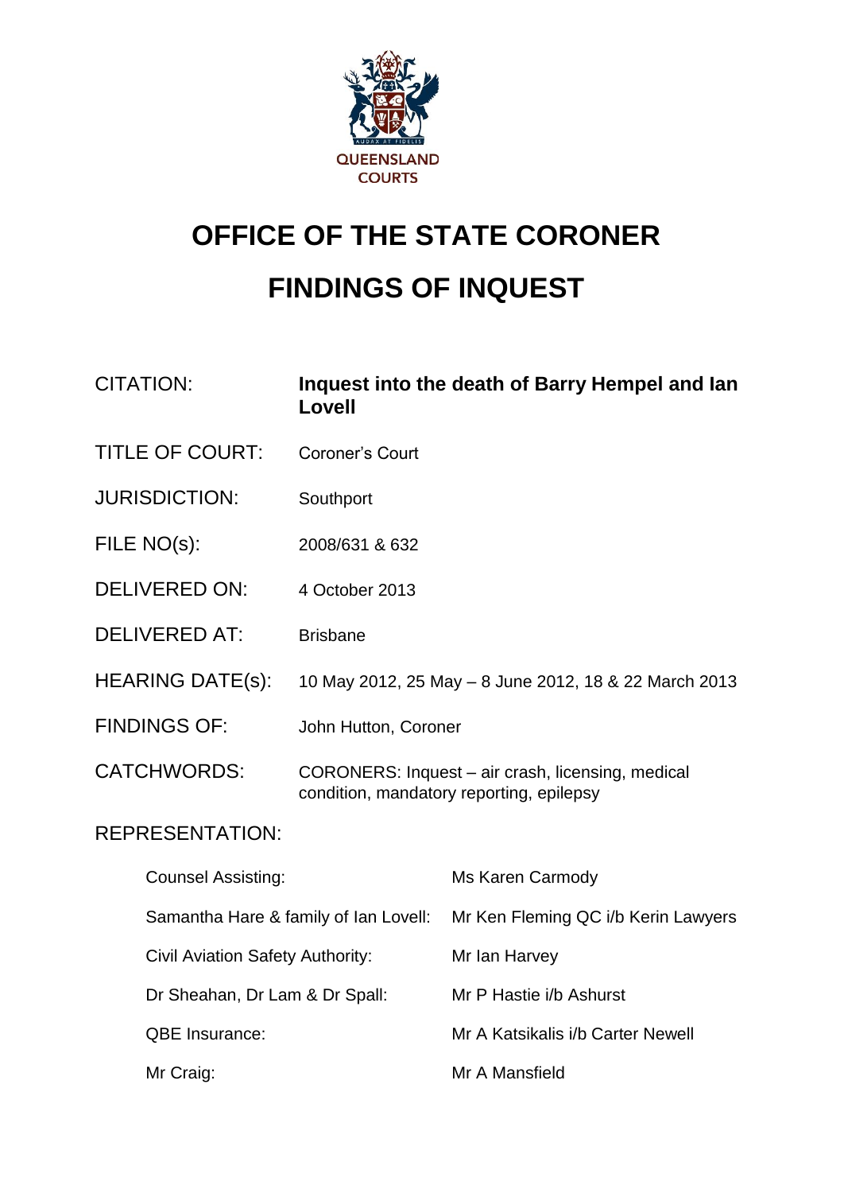QUEENSLAND COURTS

# OFFICE OF THE STATE CORONER

# FINDINGS OF INQUEST

| | |
|---|---|
| CITATION: | **Inquest into the death of Barry Hempel and Ian Lovell** |
| TITLE OF COURT: | Coroner's Court |
| JURISDICTION: | Southport |
| FILE NO(s): | 2008/631 & 632 |
| DELIVERED ON: | 4 October 2013 |
| DELIVERED AT: | Brisbane |
| HEARING DATE(s): | 10 May 2012, 25 May – 8 June 2012, 18 & 22 March 2013 |
| FINDINGS OF: | John Hutton, Coroner |
| CATCHWORDS: | CORONERS: Inquest – air crash, licensing, medical condition, mandatory reporting, epilepsy |

REPRESENTATION:

| | |
|---|---|
| Counsel Assisting: | Ms Karen Carmody |
| Samantha Hare & family of Ian Lovell: | Mr Ken Fleming QC i/b Kerin Lawyers |
| Civil Aviation Safety Authority: | Mr Ian Harvey |
| Dr Sheahan, Dr Lam & Dr Spall: | Mr P Hastie i/b Ashurst |
| QBE Insurance: | Mr A Katsikalis i/b Carter Newell |
| Mr Craig: | Mr A Mansfield |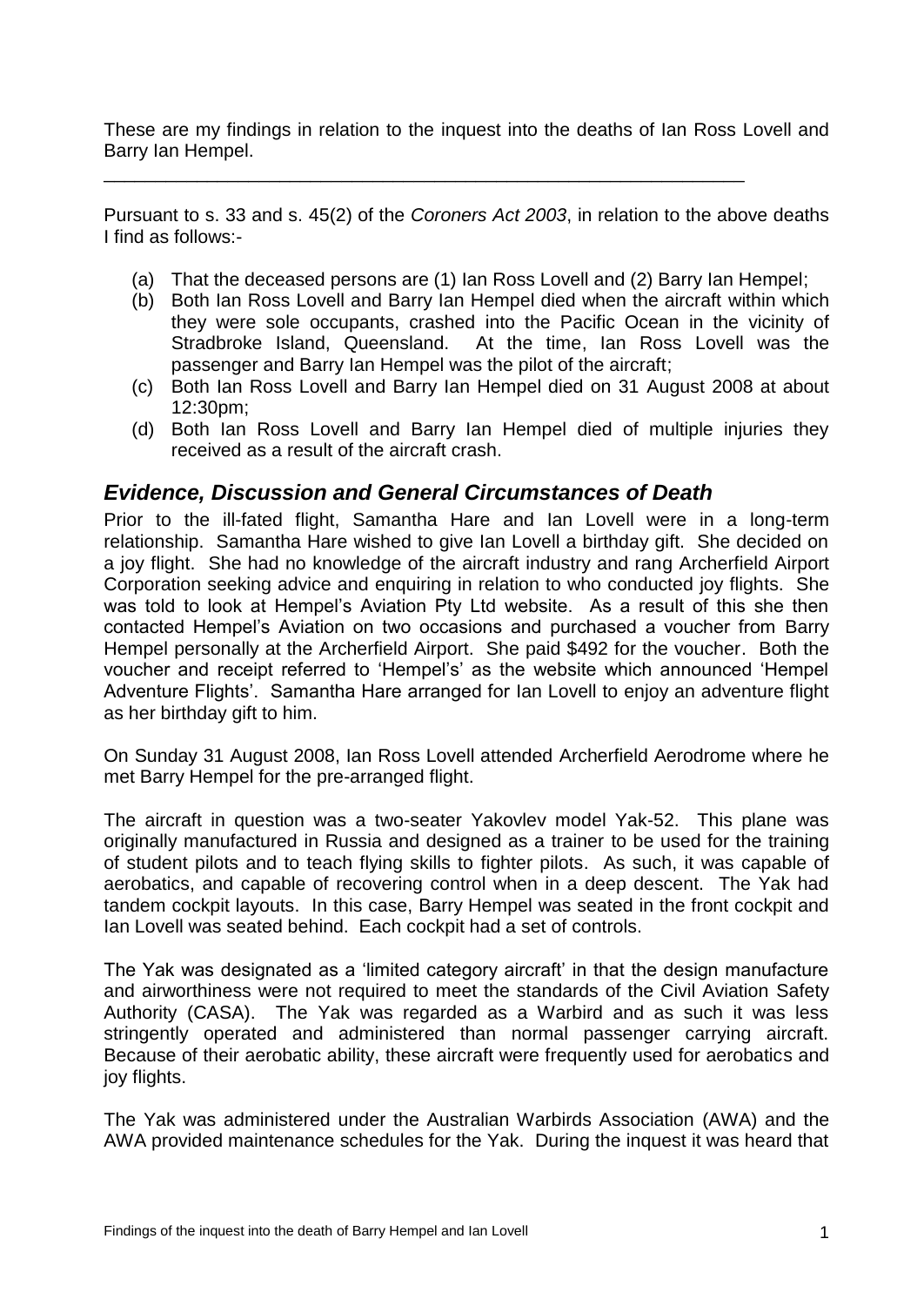These are my findings in relation to the inquest into the deaths of Ian Ross Lovell and Barry Ian Hempel.

---

Pursuant to s. 33 and s. 45(2) of the *Coroners Act 2003*, in relation to the above deaths I find as follows:-

(a) That the deceased persons are (1) Ian Ross Lovell and (2) Barry Ian Hempel;
(b) Both Ian Ross Lovell and Barry Ian Hempel died when the aircraft within which they were sole occupants, crashed into the Pacific Ocean in the vicinity of Stradbroke Island, Queensland. At the time, Ian Ross Lovell was the passenger and Barry Ian Hempel was the pilot of the aircraft;
(c) Both Ian Ross Lovell and Barry Ian Hempel died on 31 August 2008 at about 12:30pm;
(d) Both Ian Ross Lovell and Barry Ian Hempel died of multiple injuries they received as a result of the aircraft crash.

## *Evidence, Discussion and General Circumstances of Death*

Prior to the ill-fated flight, Samantha Hare and Ian Lovell were in a long-term relationship. Samantha Hare wished to give Ian Lovell a birthday gift. She decided on a joy flight. She had no knowledge of the aircraft industry and rang Archerfield Airport Corporation seeking advice and enquiring in relation to who conducted joy flights. She was told to look at Hempel's Aviation Pty Ltd website. As a result of this she then contacted Hempel's Aviation on two occasions and purchased a voucher from Barry Hempel personally at the Archerfield Airport. She paid $492 for the voucher. Both the voucher and receipt referred to 'Hempel's' as the website which announced 'Hempel Adventure Flights'. Samantha Hare arranged for Ian Lovell to enjoy an adventure flight as her birthday gift to him.

On Sunday 31 August 2008, Ian Ross Lovell attended Archerfield Aerodrome where he met Barry Hempel for the pre-arranged flight.

The aircraft in question was a two-seater Yakovlev model Yak-52. This plane was originally manufactured in Russia and designed as a trainer to be used for the training of student pilots and to teach flying skills to fighter pilots. As such, it was capable of aerobatics, and capable of recovering control when in a deep descent. The Yak had tandem cockpit layouts. In this case, Barry Hempel was seated in the front cockpit and Ian Lovell was seated behind. Each cockpit had a set of controls.

The Yak was designated as a 'limited category aircraft' in that the design manufacture and airworthiness were not required to meet the standards of the Civil Aviation Safety Authority (CASA). The Yak was regarded as a Warbird and as such it was less stringently operated and administered than normal passenger carrying aircraft. Because of their aerobatic ability, these aircraft were frequently used for aerobatics and joy flights.

The Yak was administered under the Australian Warbirds Association (AWA) and the AWA provided maintenance schedules for the Yak. During the inquest it was heard that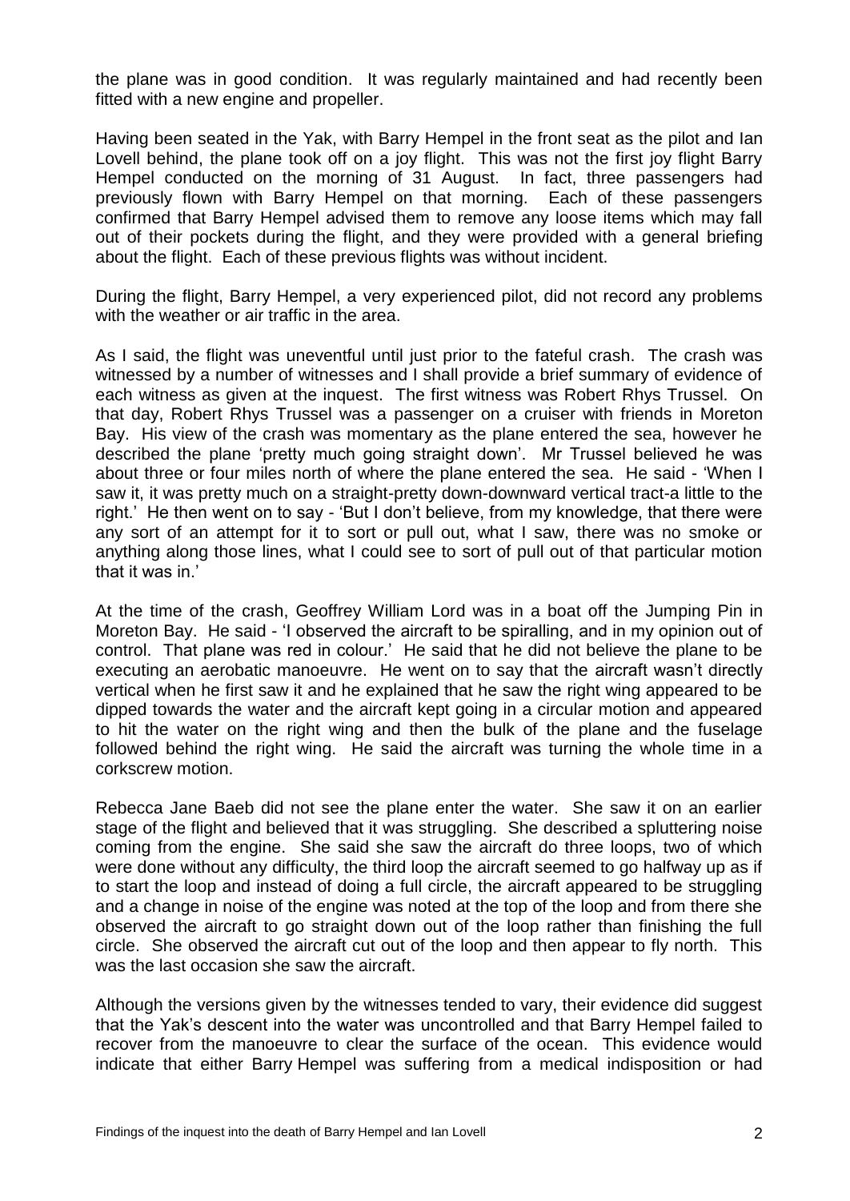the plane was in good condition. It was regularly maintained and had recently been fitted with a new engine and propeller.

Having been seated in the Yak, with Barry Hempel in the front seat as the pilot and Ian Lovell behind, the plane took off on a joy flight. This was not the first joy flight Barry Hempel conducted on the morning of 31 August. In fact, three passengers had previously flown with Barry Hempel on that morning. Each of these passengers confirmed that Barry Hempel advised them to remove any loose items which may fall out of their pockets during the flight, and they were provided with a general briefing about the flight. Each of these previous flights was without incident.

During the flight, Barry Hempel, a very experienced pilot, did not record any problems with the weather or air traffic in the area.

As I said, the flight was uneventful until just prior to the fateful crash. The crash was witnessed by a number of witnesses and I shall provide a brief summary of evidence of each witness as given at the inquest. The first witness was Robert Rhys Trussel. On that day, Robert Rhys Trussel was a passenger on a cruiser with friends in Moreton Bay. His view of the crash was momentary as the plane entered the sea, however he described the plane 'pretty much going straight down'. Mr Trussel believed he was about three or four miles north of where the plane entered the sea. He said - 'When I saw it, it was pretty much on a straight-pretty down-downward vertical tract-a little to the right.' He then went on to say - 'But I don't believe, from my knowledge, that there were any sort of an attempt for it to sort or pull out, what I saw, there was no smoke or anything along those lines, what I could see to sort of pull out of that particular motion that it was in.'

At the time of the crash, Geoffrey William Lord was in a boat off the Jumping Pin in Moreton Bay. He said - 'I observed the aircraft to be spiralling, and in my opinion out of control. That plane was red in colour.' He said that he did not believe the plane to be executing an aerobatic manoeuvre. He went on to say that the aircraft wasn't directly vertical when he first saw it and he explained that he saw the right wing appeared to be dipped towards the water and the aircraft kept going in a circular motion and appeared to hit the water on the right wing and then the bulk of the plane and the fuselage followed behind the right wing. He said the aircraft was turning the whole time in a corkscrew motion.

Rebecca Jane Baeb did not see the plane enter the water. She saw it on an earlier stage of the flight and believed that it was struggling. She described a spluttering noise coming from the engine. She said she saw the aircraft do three loops, two of which were done without any difficulty, the third loop the aircraft seemed to go halfway up as if to start the loop and instead of doing a full circle, the aircraft appeared to be struggling and a change in noise of the engine was noted at the top of the loop and from there she observed the aircraft to go straight down out of the loop rather than finishing the full circle. She observed the aircraft cut out of the loop and then appear to fly north. This was the last occasion she saw the aircraft.

Although the versions given by the witnesses tended to vary, their evidence did suggest that the Yak's descent into the water was uncontrolled and that Barry Hempel failed to recover from the manoeuvre to clear the surface of the ocean. This evidence would indicate that either Barry Hempel was suffering from a medical indisposition or had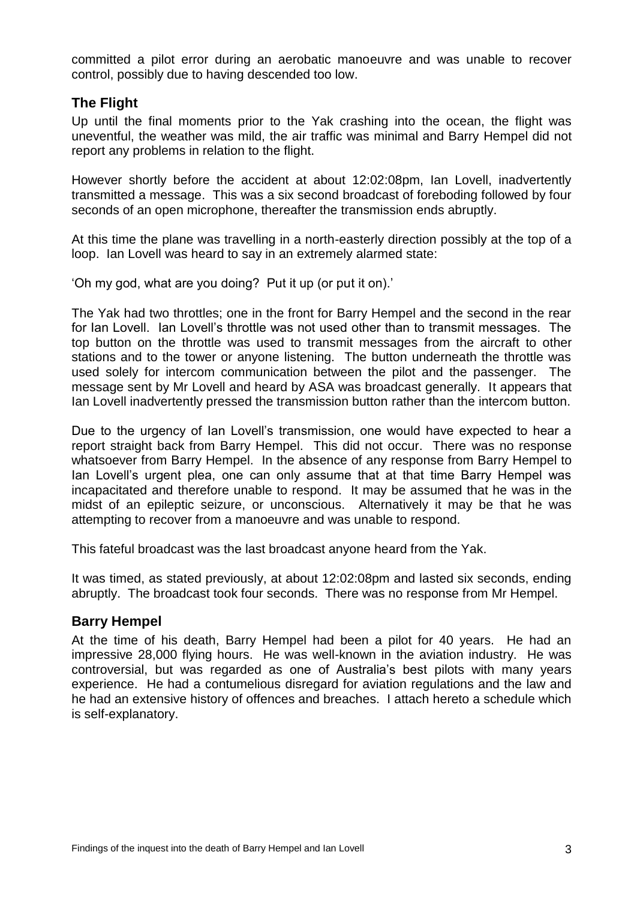committed a pilot error during an aerobatic manoeuvre and was unable to recover control, possibly due to having descended too low.

## The Flight

Up until the final moments prior to the Yak crashing into the ocean, the flight was uneventful, the weather was mild, the air traffic was minimal and Barry Hempel did not report any problems in relation to the flight.

However shortly before the accident at about 12:02:08pm, Ian Lovell, inadvertently transmitted a message. This was a six second broadcast of foreboding followed by four seconds of an open microphone, thereafter the transmission ends abruptly.

At this time the plane was travelling in a north-easterly direction possibly at the top of a loop. Ian Lovell was heard to say in an extremely alarmed state:

'Oh my god, what are you doing? Put it up (or put it on).'

The Yak had two throttles; one in the front for Barry Hempel and the second in the rear for Ian Lovell. Ian Lovell's throttle was not used other than to transmit messages. The top button on the throttle was used to transmit messages from the aircraft to other stations and to the tower or anyone listening. The button underneath the throttle was used solely for intercom communication between the pilot and the passenger. The message sent by Mr Lovell and heard by ASA was broadcast generally. It appears that Ian Lovell inadvertently pressed the transmission button rather than the intercom button.

Due to the urgency of Ian Lovell's transmission, one would have expected to hear a report straight back from Barry Hempel. This did not occur. There was no response whatsoever from Barry Hempel. In the absence of any response from Barry Hempel to Ian Lovell's urgent plea, one can only assume that at that time Barry Hempel was incapacitated and therefore unable to respond. It may be assumed that he was in the midst of an epileptic seizure, or unconscious. Alternatively it may be that he was attempting to recover from a manoeuvre and was unable to respond.

This fateful broadcast was the last broadcast anyone heard from the Yak.

It was timed, as stated previously, at about 12:02:08pm and lasted six seconds, ending abruptly. The broadcast took four seconds. There was no response from Mr Hempel.

## Barry Hempel

At the time of his death, Barry Hempel had been a pilot for 40 years. He had an impressive 28,000 flying hours. He was well-known in the aviation industry. He was controversial, but was regarded as one of Australia's best pilots with many years experience. He had a contumelious disregard for aviation regulations and the law and he had an extensive history of offences and breaches. I attach hereto a schedule which is self-explanatory.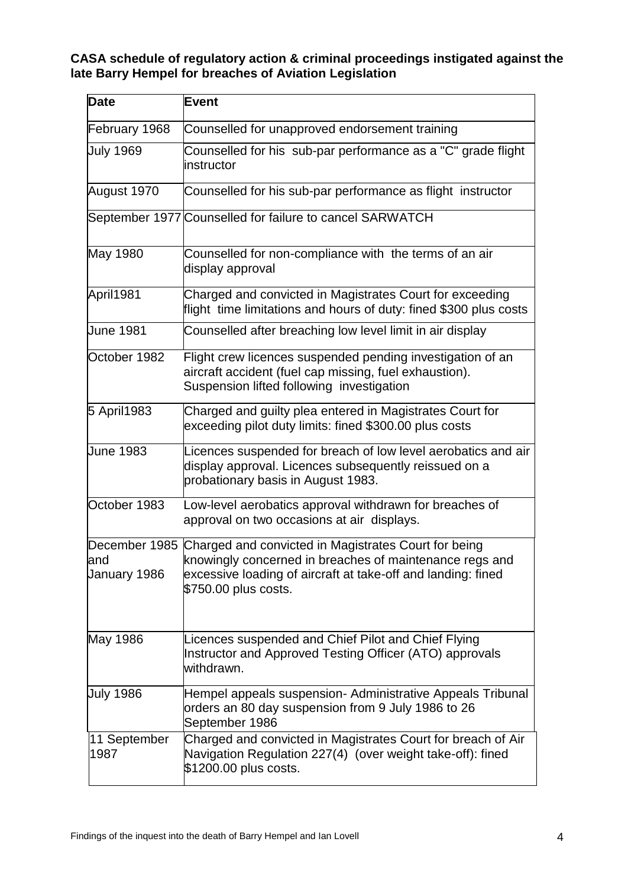**CASA schedule of regulatory action & criminal proceedings instigated against the late Barry Hempel for breaches of Aviation Legislation**

| Date | Event |
|---|---|
| February 1968 | Counselled for unapproved endorsement training |
| July 1969 | Counselled for his sub-par performance as a "C" grade flight instructor |
| August 1970 | Counselled for his sub-par performance as flight instructor |
| September 1977 | Counselled for failure to cancel SARWATCH |
| May 1980 | Counselled for non-compliance with the terms of an air display approval |
| April1981 | Charged and convicted in Magistrates Court for exceeding flight time limitations and hours of duty: fined $300 plus costs |
| June 1981 | Counselled after breaching low level limit in air display |
| October 1982 | Flight crew licences suspended pending investigation of an aircraft accident (fuel cap missing, fuel exhaustion). Suspension lifted following investigation |
| 5 April1983 | Charged and guilty plea entered in Magistrates Court for exceeding pilot duty limits: fined $300.00 plus costs |
| June 1983 | Licences suspended for breach of low level aerobatics and air display approval. Licences subsequently reissued on a probationary basis in August 1983. |
| October 1983 | Low-level aerobatics approval withdrawn for breaches of approval on two occasions at air displays. |
| December 1985 and January 1986 | Charged and convicted in Magistrates Court for being knowingly concerned in breaches of maintenance regs and excessive loading of aircraft at take-off and landing: fined $750.00 plus costs. |
| May 1986 | Licences suspended and Chief Pilot and Chief Flying Instructor and Approved Testing Officer (ATO) approvals withdrawn. |
| July 1986 | Hempel appeals suspension- Administrative Appeals Tribunal orders an 80 day suspension from 9 July 1986 to 26 September 1986 |
| 11 September 1987 | Charged and convicted in Magistrates Court for breach of Air Navigation Regulation 227(4) (over weight take-off): fined $1200.00 plus costs. |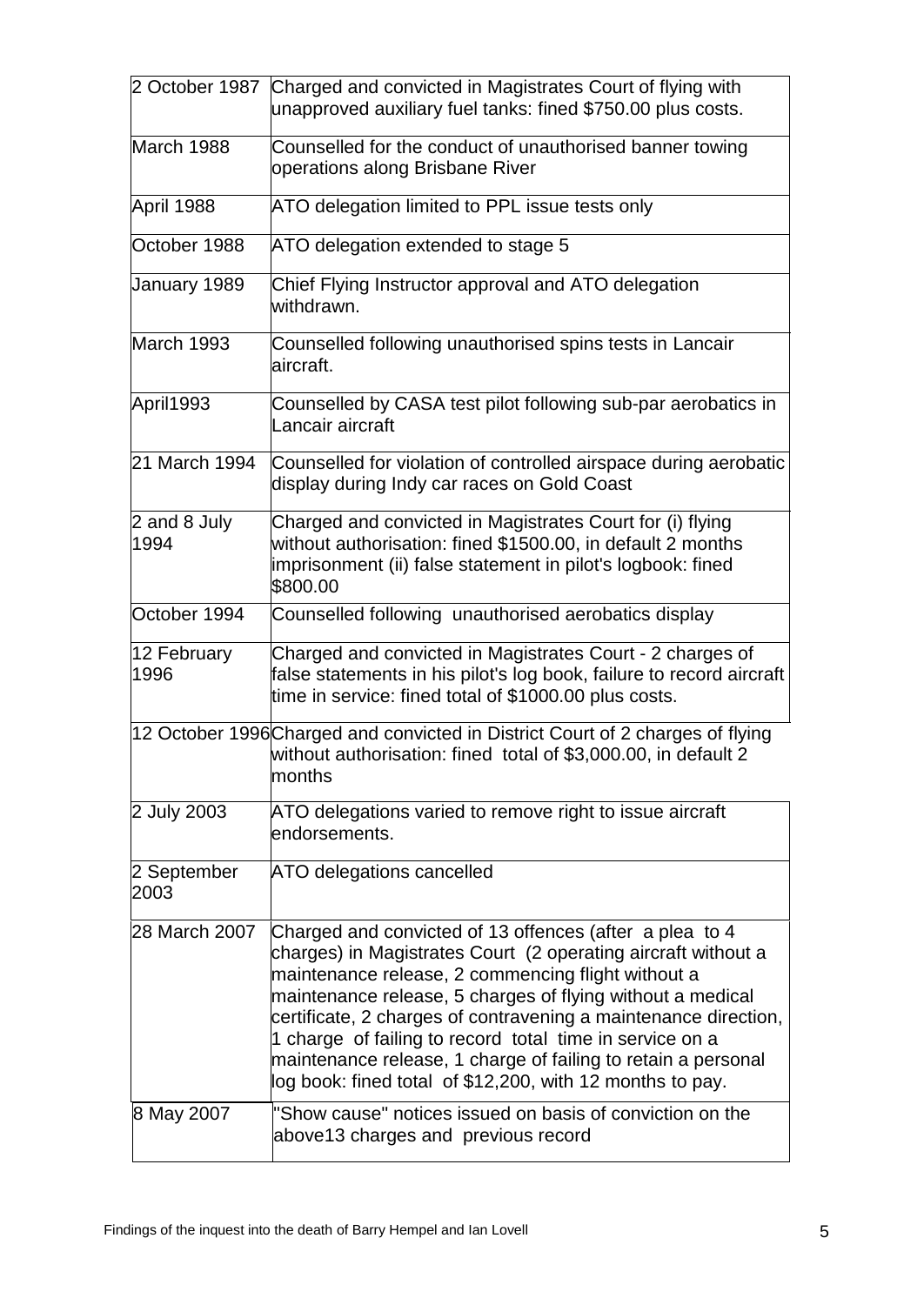| | |
|---|---|
| 2 October 1987 | Charged and convicted in Magistrates Court of flying with unapproved auxiliary fuel tanks: fined $750.00 plus costs. |
| March 1988 | Counselled for the conduct of unauthorised banner towing operations along Brisbane River |
| April 1988 | ATO delegation limited to PPL issue tests only |
| October 1988 | ATO delegation extended to stage 5 |
| January 1989 | Chief Flying Instructor approval and ATO delegation withdrawn. |
| March 1993 | Counselled following unauthorised spins tests in Lancair aircraft. |
| April1993 | Counselled by CASA test pilot following sub-par aerobatics in Lancair aircraft |
| 21 March 1994 | Counselled for violation of controlled airspace during aerobatic display during Indy car races on Gold Coast |
| 2 and 8 July 1994 | Charged and convicted in Magistrates Court for (i) flying without authorisation: fined $1500.00, in default 2 months imprisonment (ii) false statement in pilot's logbook: fined $800.00 |
| October 1994 | Counselled following unauthorised aerobatics display |
| 12 February 1996 | Charged and convicted in Magistrates Court - 2 charges of false statements in his pilot's log book, failure to record aircraft time in service: fined total of $1000.00 plus costs. |
| 12 October 1996 | Charged and convicted in District Court of 2 charges of flying without authorisation: fined total of $3,000.00, in default 2 months |
| 2 July 2003 | ATO delegations varied to remove right to issue aircraft endorsements. |
| 2 September 2003 | ATO delegations cancelled |
| 28 March 2007 | Charged and convicted of 13 offences (after a plea to 4 charges) in Magistrates Court (2 operating aircraft without a maintenance release, 2 commencing flight without a maintenance release, 5 charges of flying without a medical certificate, 2 charges of contravening a maintenance direction, 1 charge of failing to record total time in service on a maintenance release, 1 charge of failing to retain a personal log book: fined total of $12,200, with 12 months to pay. |
| 8 May 2007 | "Show cause" notices issued on basis of conviction on the above13 charges and previous record |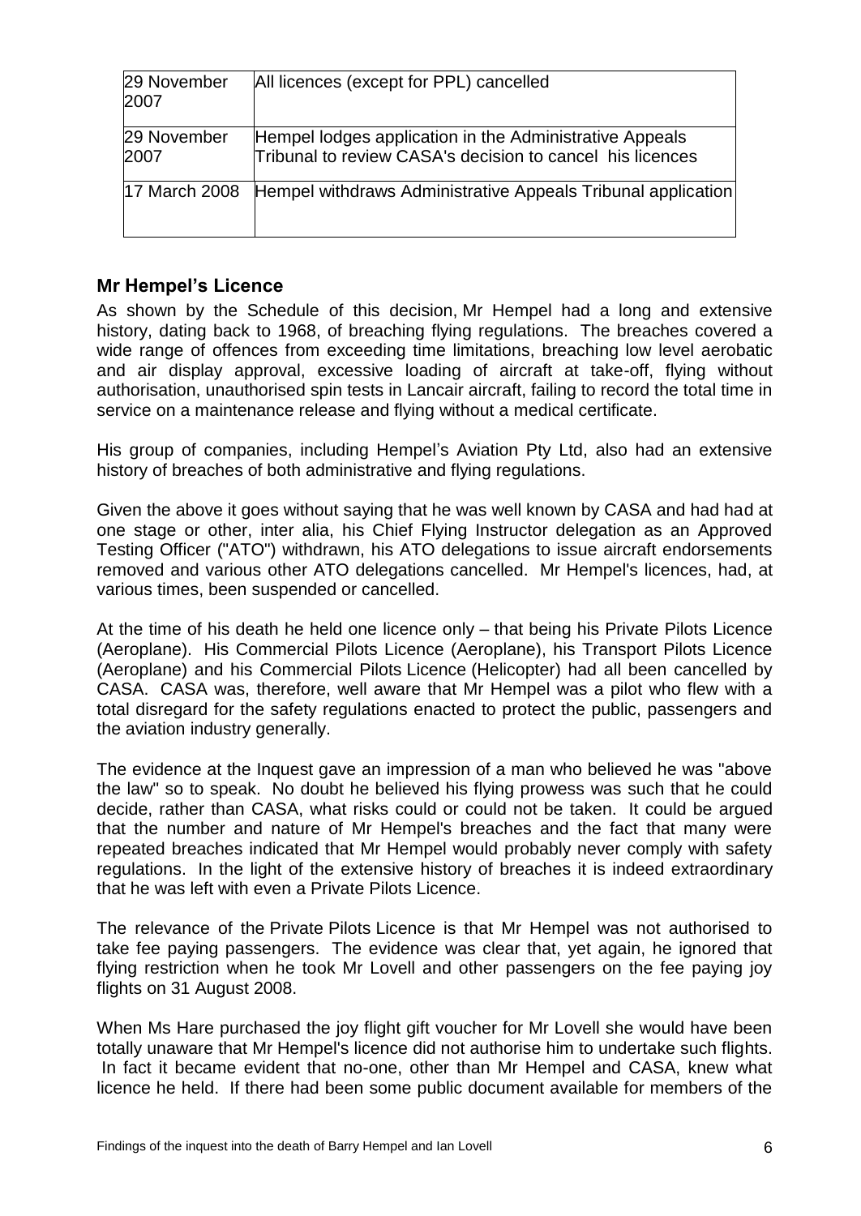| 29 November 2007 | All licences (except for PPL) cancelled |
|---|---|
| 29 November 2007 | Hempel lodges application in the Administrative Appeals Tribunal to review CASA's decision to cancel his licences |
| 17 March 2008 | Hempel withdraws Administrative Appeals Tribunal application |

## Mr Hempel's Licence

As shown by the Schedule of this decision, Mr Hempel had a long and extensive history, dating back to 1968, of breaching flying regulations. The breaches covered a wide range of offences from exceeding time limitations, breaching low level aerobatic and air display approval, excessive loading of aircraft at take-off, flying without authorisation, unauthorised spin tests in Lancair aircraft, failing to record the total time in service on a maintenance release and flying without a medical certificate.

His group of companies, including Hempel's Aviation Pty Ltd, also had an extensive history of breaches of both administrative and flying regulations.

Given the above it goes without saying that he was well known by CASA and had had at one stage or other, inter alia, his Chief Flying Instructor delegation as an Approved Testing Officer ("ATO") withdrawn, his ATO delegations to issue aircraft endorsements removed and various other ATO delegations cancelled. Mr Hempel's licences, had, at various times, been suspended or cancelled.

At the time of his death he held one licence only – that being his Private Pilots Licence (Aeroplane). His Commercial Pilots Licence (Aeroplane), his Transport Pilots Licence (Aeroplane) and his Commercial Pilots Licence (Helicopter) had all been cancelled by CASA. CASA was, therefore, well aware that Mr Hempel was a pilot who flew with a total disregard for the safety regulations enacted to protect the public, passengers and the aviation industry generally.

The evidence at the Inquest gave an impression of a man who believed he was "above the law" so to speak. No doubt he believed his flying prowess was such that he could decide, rather than CASA, what risks could or could not be taken. It could be argued that the number and nature of Mr Hempel's breaches and the fact that many were repeated breaches indicated that Mr Hempel would probably never comply with safety regulations. In the light of the extensive history of breaches it is indeed extraordinary that he was left with even a Private Pilots Licence.

The relevance of the Private Pilots Licence is that Mr Hempel was not authorised to take fee paying passengers. The evidence was clear that, yet again, he ignored that flying restriction when he took Mr Lovell and other passengers on the fee paying joy flights on 31 August 2008.

When Ms Hare purchased the joy flight gift voucher for Mr Lovell she would have been totally unaware that Mr Hempel's licence did not authorise him to undertake such flights. In fact it became evident that no-one, other than Mr Hempel and CASA, knew what licence he held. If there had been some public document available for members of the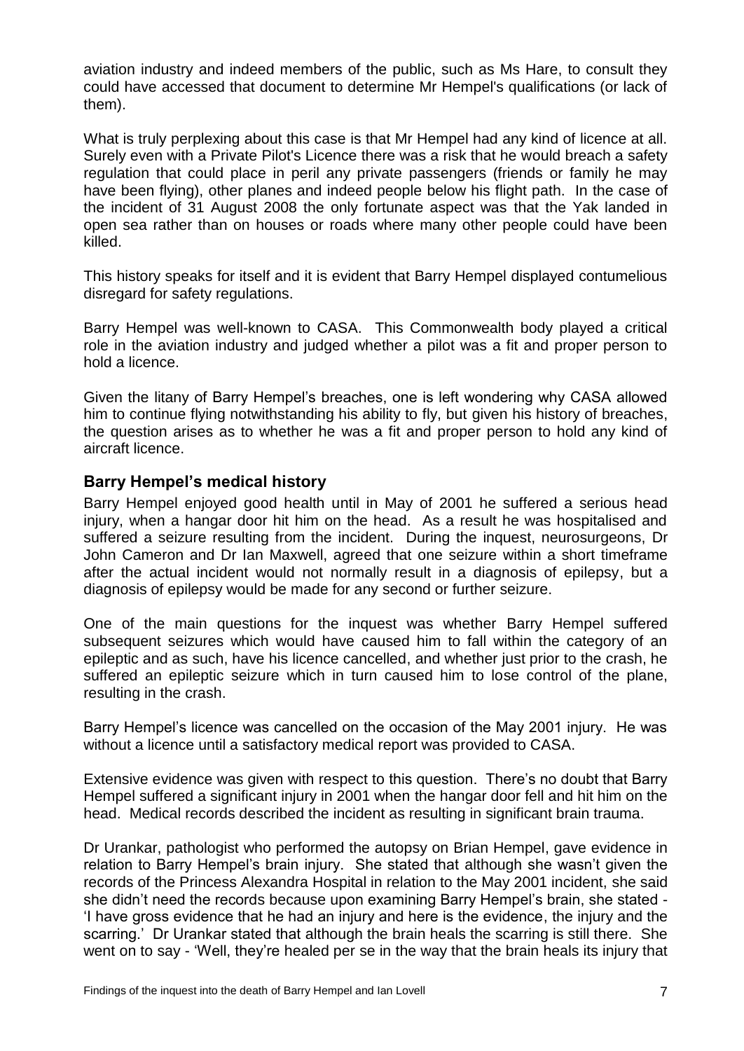aviation industry and indeed members of the public, such as Ms Hare, to consult they could have accessed that document to determine Mr Hempel's qualifications (or lack of them).

What is truly perplexing about this case is that Mr Hempel had any kind of licence at all. Surely even with a Private Pilot's Licence there was a risk that he would breach a safety regulation that could place in peril any private passengers (friends or family he may have been flying), other planes and indeed people below his flight path. In the case of the incident of 31 August 2008 the only fortunate aspect was that the Yak landed in open sea rather than on houses or roads where many other people could have been killed.

This history speaks for itself and it is evident that Barry Hempel displayed contumelious disregard for safety regulations.

Barry Hempel was well-known to CASA. This Commonwealth body played a critical role in the aviation industry and judged whether a pilot was a fit and proper person to hold a licence.

Given the litany of Barry Hempel's breaches, one is left wondering why CASA allowed him to continue flying notwithstanding his ability to fly, but given his history of breaches, the question arises as to whether he was a fit and proper person to hold any kind of aircraft licence.

## Barry Hempel's medical history

Barry Hempel enjoyed good health until in May of 2001 he suffered a serious head injury, when a hangar door hit him on the head. As a result he was hospitalised and suffered a seizure resulting from the incident. During the inquest, neurosurgeons, Dr John Cameron and Dr Ian Maxwell, agreed that one seizure within a short timeframe after the actual incident would not normally result in a diagnosis of epilepsy, but a diagnosis of epilepsy would be made for any second or further seizure.

One of the main questions for the inquest was whether Barry Hempel suffered subsequent seizures which would have caused him to fall within the category of an epileptic and as such, have his licence cancelled, and whether just prior to the crash, he suffered an epileptic seizure which in turn caused him to lose control of the plane, resulting in the crash.

Barry Hempel's licence was cancelled on the occasion of the May 2001 injury. He was without a licence until a satisfactory medical report was provided to CASA.

Extensive evidence was given with respect to this question. There's no doubt that Barry Hempel suffered a significant injury in 2001 when the hangar door fell and hit him on the head. Medical records described the incident as resulting in significant brain trauma.

Dr Urankar, pathologist who performed the autopsy on Brian Hempel, gave evidence in relation to Barry Hempel's brain injury. She stated that although she wasn't given the records of the Princess Alexandra Hospital in relation to the May 2001 incident, she said she didn't need the records because upon examining Barry Hempel's brain, she stated - 'I have gross evidence that he had an injury and here is the evidence, the injury and the scarring.' Dr Urankar stated that although the brain heals the scarring is still there. She went on to say - 'Well, they're healed per se in the way that the brain heals its injury that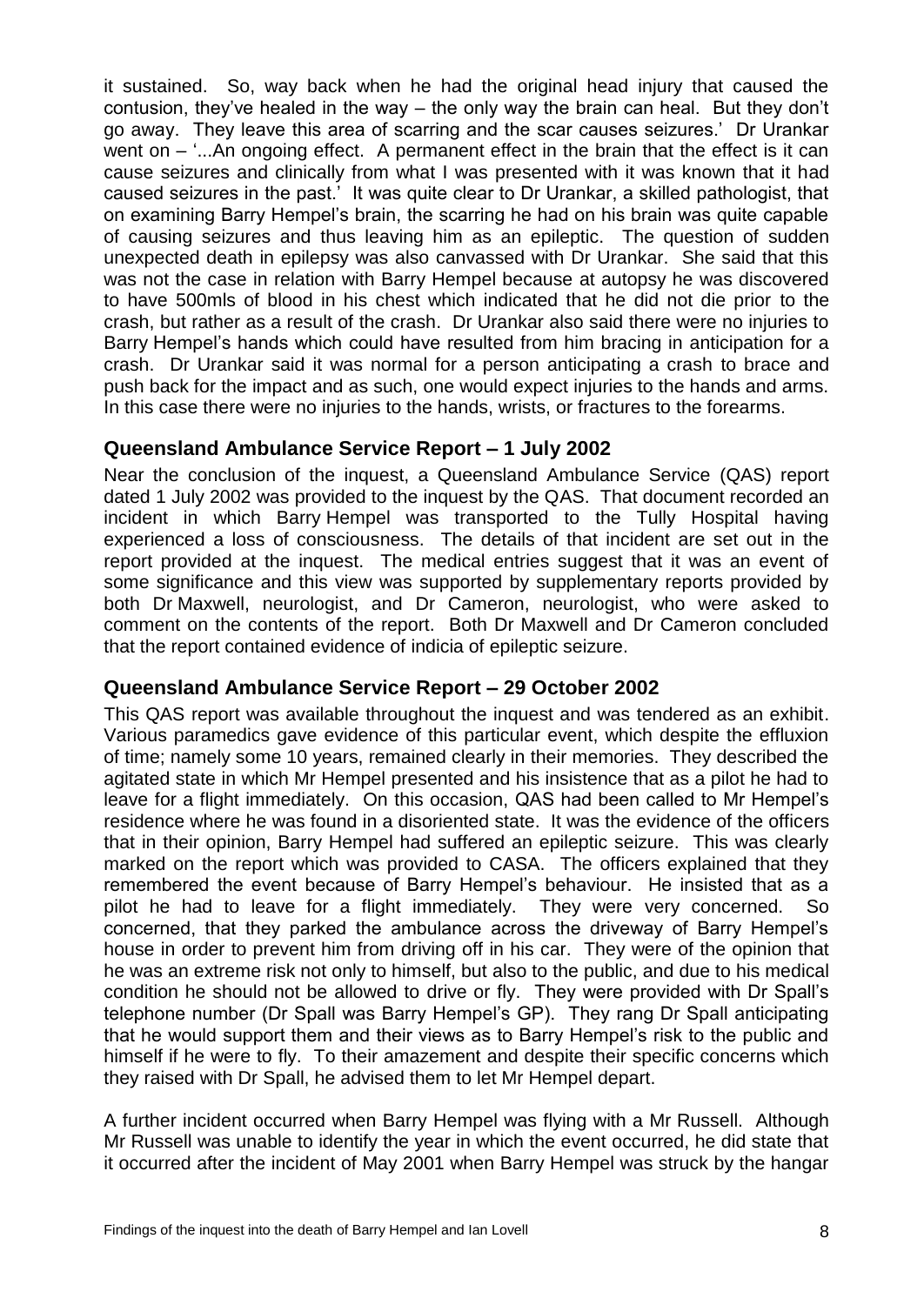it sustained. So, way back when he had the original head injury that caused the contusion, they've healed in the way – the only way the brain can heal. But they don't go away. They leave this area of scarring and the scar causes seizures.' Dr Urankar went on – '...An ongoing effect. A permanent effect in the brain that the effect is it can cause seizures and clinically from what I was presented with it was known that it had caused seizures in the past.' It was quite clear to Dr Urankar, a skilled pathologist, that on examining Barry Hempel's brain, the scarring he had on his brain was quite capable of causing seizures and thus leaving him as an epileptic. The question of sudden unexpected death in epilepsy was also canvassed with Dr Urankar. She said that this was not the case in relation with Barry Hempel because at autopsy he was discovered to have 500mls of blood in his chest which indicated that he did not die prior to the crash, but rather as a result of the crash. Dr Urankar also said there were no injuries to Barry Hempel's hands which could have resulted from him bracing in anticipation for a crash. Dr Urankar said it was normal for a person anticipating a crash to brace and push back for the impact and as such, one would expect injuries to the hands and arms. In this case there were no injuries to the hands, wrists, or fractures to the forearms.

## Queensland Ambulance Service Report – 1 July 2002

Near the conclusion of the inquest, a Queensland Ambulance Service (QAS) report dated 1 July 2002 was provided to the inquest by the QAS. That document recorded an incident in which Barry Hempel was transported to the Tully Hospital having experienced a loss of consciousness. The details of that incident are set out in the report provided at the inquest. The medical entries suggest that it was an event of some significance and this view was supported by supplementary reports provided by both Dr Maxwell, neurologist, and Dr Cameron, neurologist, who were asked to comment on the contents of the report. Both Dr Maxwell and Dr Cameron concluded that the report contained evidence of indicia of epileptic seizure.

## Queensland Ambulance Service Report – 29 October 2002

This QAS report was available throughout the inquest and was tendered as an exhibit. Various paramedics gave evidence of this particular event, which despite the effluxion of time; namely some 10 years, remained clearly in their memories. They described the agitated state in which Mr Hempel presented and his insistence that as a pilot he had to leave for a flight immediately. On this occasion, QAS had been called to Mr Hempel's residence where he was found in a disoriented state. It was the evidence of the officers that in their opinion, Barry Hempel had suffered an epileptic seizure. This was clearly marked on the report which was provided to CASA. The officers explained that they remembered the event because of Barry Hempel's behaviour. He insisted that as a pilot he had to leave for a flight immediately. They were very concerned. So concerned, that they parked the ambulance across the driveway of Barry Hempel's house in order to prevent him from driving off in his car. They were of the opinion that he was an extreme risk not only to himself, but also to the public, and due to his medical condition he should not be allowed to drive or fly. They were provided with Dr Spall's telephone number (Dr Spall was Barry Hempel's GP). They rang Dr Spall anticipating that he would support them and their views as to Barry Hempel's risk to the public and himself if he were to fly. To their amazement and despite their specific concerns which they raised with Dr Spall, he advised them to let Mr Hempel depart.

A further incident occurred when Barry Hempel was flying with a Mr Russell. Although Mr Russell was unable to identify the year in which the event occurred, he did state that it occurred after the incident of May 2001 when Barry Hempel was struck by the hangar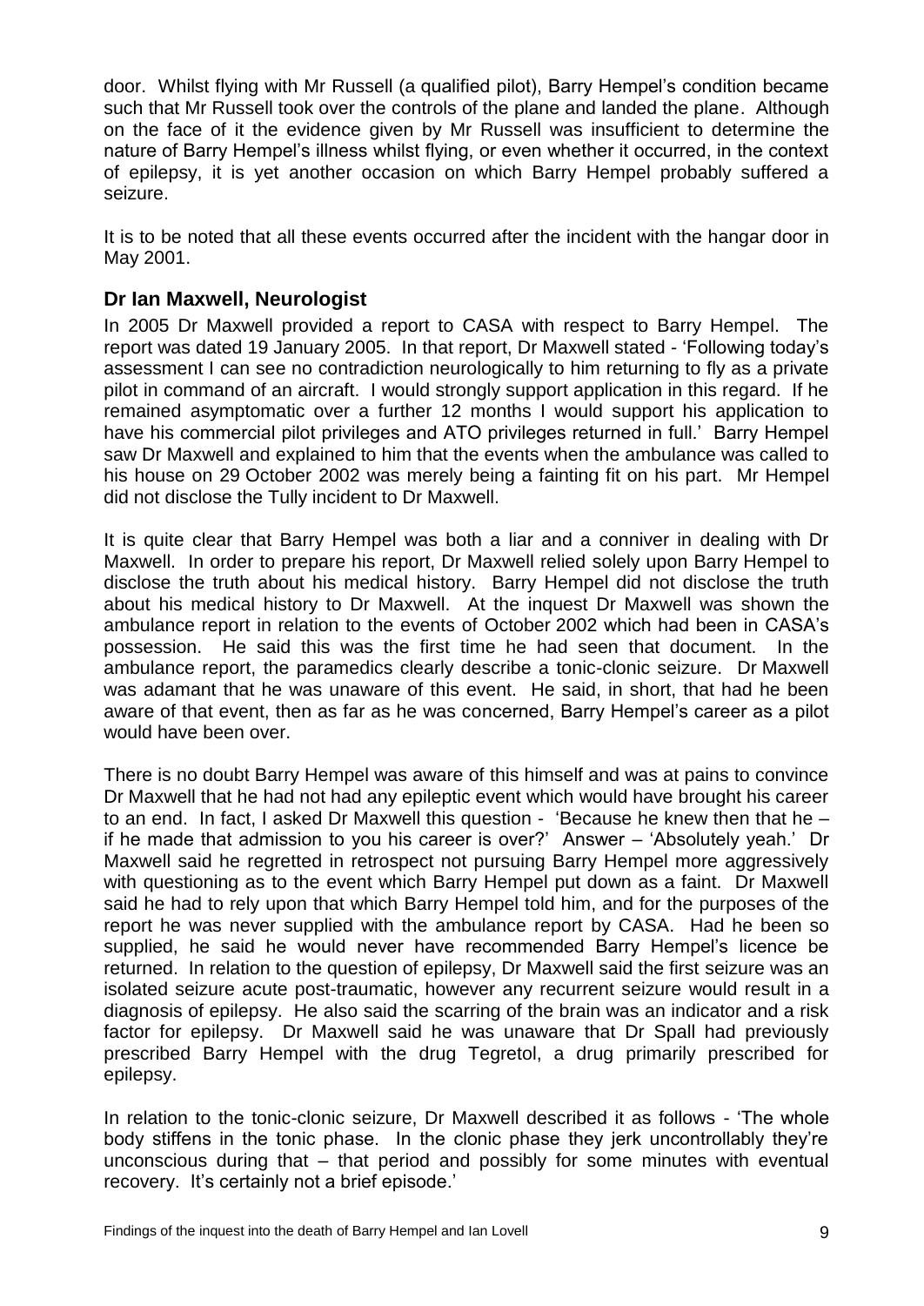door. Whilst flying with Mr Russell (a qualified pilot), Barry Hempel's condition became such that Mr Russell took over the controls of the plane and landed the plane. Although on the face of it the evidence given by Mr Russell was insufficient to determine the nature of Barry Hempel's illness whilst flying, or even whether it occurred, in the context of epilepsy, it is yet another occasion on which Barry Hempel probably suffered a seizure.

It is to be noted that all these events occurred after the incident with the hangar door in May 2001.

## Dr Ian Maxwell, Neurologist

In 2005 Dr Maxwell provided a report to CASA with respect to Barry Hempel. The report was dated 19 January 2005. In that report, Dr Maxwell stated - 'Following today's assessment I can see no contradiction neurologically to him returning to fly as a private pilot in command of an aircraft. I would strongly support application in this regard. If he remained asymptomatic over a further 12 months I would support his application to have his commercial pilot privileges and ATO privileges returned in full.' Barry Hempel saw Dr Maxwell and explained to him that the events when the ambulance was called to his house on 29 October 2002 was merely being a fainting fit on his part. Mr Hempel did not disclose the Tully incident to Dr Maxwell.

It is quite clear that Barry Hempel was both a liar and a conniver in dealing with Dr Maxwell. In order to prepare his report, Dr Maxwell relied solely upon Barry Hempel to disclose the truth about his medical history. Barry Hempel did not disclose the truth about his medical history to Dr Maxwell. At the inquest Dr Maxwell was shown the ambulance report in relation to the events of October 2002 which had been in CASA's possession. He said this was the first time he had seen that document. In the ambulance report, the paramedics clearly describe a tonic-clonic seizure. Dr Maxwell was adamant that he was unaware of this event. He said, in short, that had he been aware of that event, then as far as he was concerned, Barry Hempel's career as a pilot would have been over.

There is no doubt Barry Hempel was aware of this himself and was at pains to convince Dr Maxwell that he had not had any epileptic event which would have brought his career to an end. In fact, I asked Dr Maxwell this question - 'Because he knew then that he – if he made that admission to you his career is over?' Answer – 'Absolutely yeah.' Dr Maxwell said he regretted in retrospect not pursuing Barry Hempel more aggressively with questioning as to the event which Barry Hempel put down as a faint. Dr Maxwell said he had to rely upon that which Barry Hempel told him, and for the purposes of the report he was never supplied with the ambulance report by CASA. Had he been so supplied, he said he would never have recommended Barry Hempel's licence be returned. In relation to the question of epilepsy, Dr Maxwell said the first seizure was an isolated seizure acute post-traumatic, however any recurrent seizure would result in a diagnosis of epilepsy. He also said the scarring of the brain was an indicator and a risk factor for epilepsy. Dr Maxwell said he was unaware that Dr Spall had previously prescribed Barry Hempel with the drug Tegretol, a drug primarily prescribed for epilepsy.

In relation to the tonic-clonic seizure, Dr Maxwell described it as follows - 'The whole body stiffens in the tonic phase. In the clonic phase they jerk uncontrollably they're unconscious during that – that period and possibly for some minutes with eventual recovery. It's certainly not a brief episode.'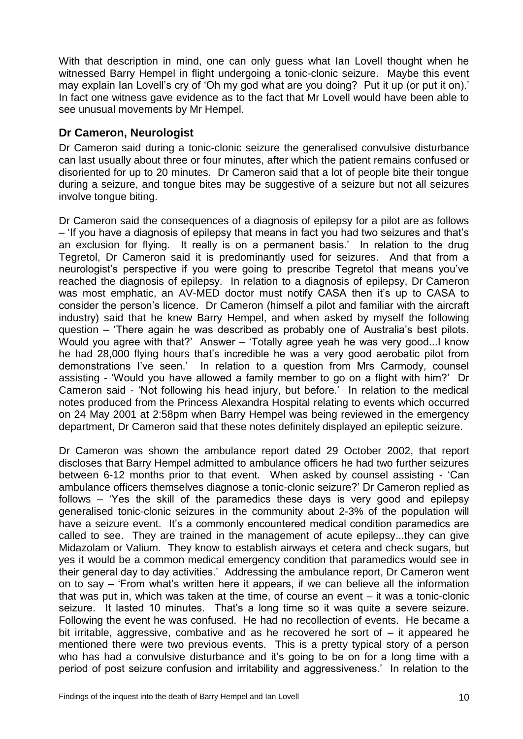With that description in mind, one can only guess what Ian Lovell thought when he witnessed Barry Hempel in flight undergoing a tonic-clonic seizure. Maybe this event may explain Ian Lovell's cry of 'Oh my god what are you doing? Put it up (or put it on).' In fact one witness gave evidence as to the fact that Mr Lovell would have been able to see unusual movements by Mr Hempel.

## Dr Cameron, Neurologist

Dr Cameron said during a tonic-clonic seizure the generalised convulsive disturbance can last usually about three or four minutes, after which the patient remains confused or disoriented for up to 20 minutes. Dr Cameron said that a lot of people bite their tongue during a seizure, and tongue bites may be suggestive of a seizure but not all seizures involve tongue biting.

Dr Cameron said the consequences of a diagnosis of epilepsy for a pilot are as follows – 'If you have a diagnosis of epilepsy that means in fact you had two seizures and that's an exclusion for flying. It really is on a permanent basis.' In relation to the drug Tegretol, Dr Cameron said it is predominantly used for seizures. And that from a neurologist's perspective if you were going to prescribe Tegretol that means you've reached the diagnosis of epilepsy. In relation to a diagnosis of epilepsy, Dr Cameron was most emphatic, an AV-MED doctor must notify CASA then it's up to CASA to consider the person's licence. Dr Cameron (himself a pilot and familiar with the aircraft industry) said that he knew Barry Hempel, and when asked by myself the following question – 'There again he was described as probably one of Australia's best pilots. Would you agree with that?' Answer – 'Totally agree yeah he was very good...I know he had 28,000 flying hours that's incredible he was a very good aerobatic pilot from demonstrations I've seen.' In relation to a question from Mrs Carmody, counsel assisting - 'Would you have allowed a family member to go on a flight with him?' Dr Cameron said - 'Not following his head injury, but before.' In relation to the medical notes produced from the Princess Alexandra Hospital relating to events which occurred on 24 May 2001 at 2:58pm when Barry Hempel was being reviewed in the emergency department, Dr Cameron said that these notes definitely displayed an epileptic seizure.

Dr Cameron was shown the ambulance report dated 29 October 2002, that report discloses that Barry Hempel admitted to ambulance officers he had two further seizures between 6-12 months prior to that event. When asked by counsel assisting - 'Can ambulance officers themselves diagnose a tonic-clonic seizure?' Dr Cameron replied as follows – 'Yes the skill of the paramedics these days is very good and epilepsy generalised tonic-clonic seizures in the community about 2-3% of the population will have a seizure event. It's a commonly encountered medical condition paramedics are called to see. They are trained in the management of acute epilepsy...they can give Midazolam or Valium. They know to establish airways et cetera and check sugars, but yes it would be a common medical emergency condition that paramedics would see in their general day to day activities.' Addressing the ambulance report, Dr Cameron went on to say – 'From what's written here it appears, if we can believe all the information that was put in, which was taken at the time, of course an event – it was a tonic-clonic seizure. It lasted 10 minutes. That's a long time so it was quite a severe seizure. Following the event he was confused. He had no recollection of events. He became a bit irritable, aggressive, combative and as he recovered he sort of – it appeared he mentioned there were two previous events. This is a pretty typical story of a person who has had a convulsive disturbance and it's going to be on for a long time with a period of post seizure confusion and irritability and aggressiveness.' In relation to the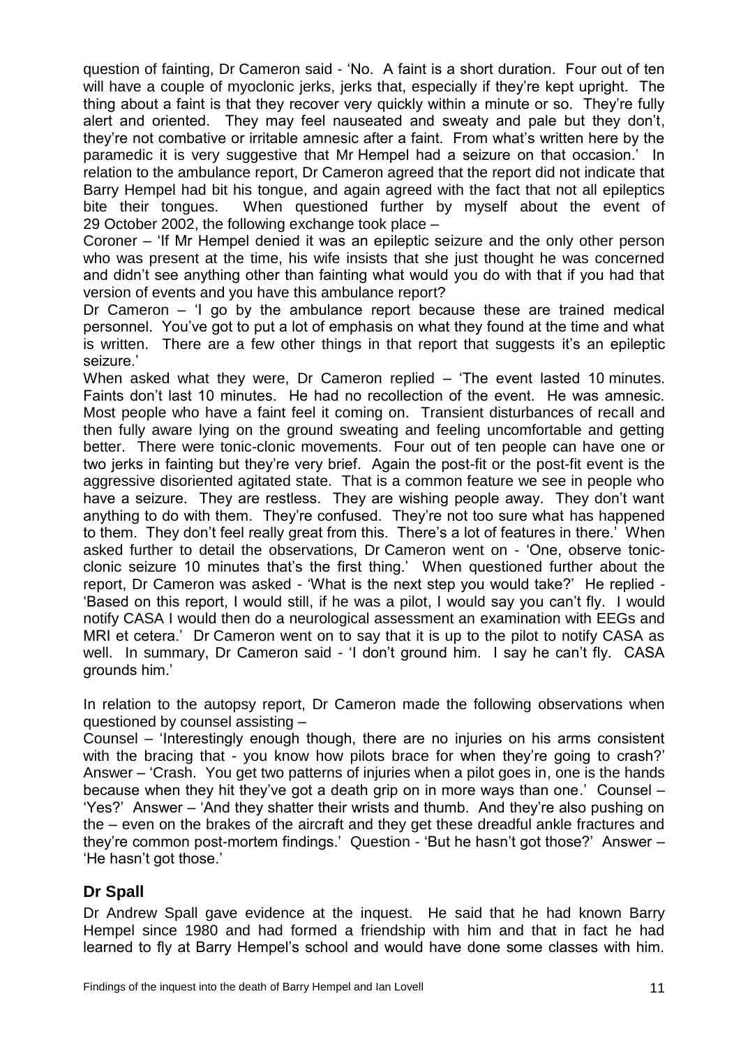question of fainting, Dr Cameron said - 'No. A faint is a short duration. Four out of ten will have a couple of myoclonic jerks, jerks that, especially if they're kept upright. The thing about a faint is that they recover very quickly within a minute or so. They're fully alert and oriented. They may feel nauseated and sweaty and pale but they don't, they're not combative or irritable amnesic after a faint. From what's written here by the paramedic it is very suggestive that Mr Hempel had a seizure on that occasion.' In relation to the ambulance report, Dr Cameron agreed that the report did not indicate that Barry Hempel had bit his tongue, and again agreed with the fact that not all epileptics bite their tongues. When questioned further by myself about the event of 29 October 2002, the following exchange took place –

Coroner – 'If Mr Hempel denied it was an epileptic seizure and the only other person who was present at the time, his wife insists that she just thought he was concerned and didn't see anything other than fainting what would you do with that if you had that version of events and you have this ambulance report?

Dr Cameron – 'I go by the ambulance report because these are trained medical personnel. You've got to put a lot of emphasis on what they found at the time and what is written. There are a few other things in that report that suggests it's an epileptic seizure.'

When asked what they were, Dr Cameron replied – 'The event lasted 10 minutes. Faints don't last 10 minutes. He had no recollection of the event. He was amnesic. Most people who have a faint feel it coming on. Transient disturbances of recall and then fully aware lying on the ground sweating and feeling uncomfortable and getting better. There were tonic-clonic movements. Four out of ten people can have one or two jerks in fainting but they're very brief. Again the post-fit or the post-fit event is the aggressive disoriented agitated state. That is a common feature we see in people who have a seizure. They are restless. They are wishing people away. They don't want anything to do with them. They're confused. They're not too sure what has happened to them. They don't feel really great from this. There's a lot of features in there.' When asked further to detail the observations, Dr Cameron went on - 'One, observe tonic-clonic seizure 10 minutes that's the first thing.' When questioned further about the report, Dr Cameron was asked - 'What is the next step you would take?' He replied - 'Based on this report, I would still, if he was a pilot, I would say you can't fly. I would notify CASA I would then do a neurological assessment an examination with EEGs and MRI et cetera.' Dr Cameron went on to say that it is up to the pilot to notify CASA as well. In summary, Dr Cameron said - 'I don't ground him. I say he can't fly. CASA grounds him.'

In relation to the autopsy report, Dr Cameron made the following observations when questioned by counsel assisting –

Counsel – 'Interestingly enough though, there are no injuries on his arms consistent with the bracing that - you know how pilots brace for when they're going to crash?' Answer – 'Crash. You get two patterns of injuries when a pilot goes in, one is the hands because when they hit they've got a death grip on in more ways than one.' Counsel – 'Yes?' Answer – 'And they shatter their wrists and thumb. And they're also pushing on the – even on the brakes of the aircraft and they get these dreadful ankle fractures and they're common post-mortem findings.' Question - 'But he hasn't got those?' Answer – 'He hasn't got those.'

## Dr Spall

Dr Andrew Spall gave evidence at the inquest. He said that he had known Barry Hempel since 1980 and had formed a friendship with him and that in fact he had learned to fly at Barry Hempel's school and would have done some classes with him.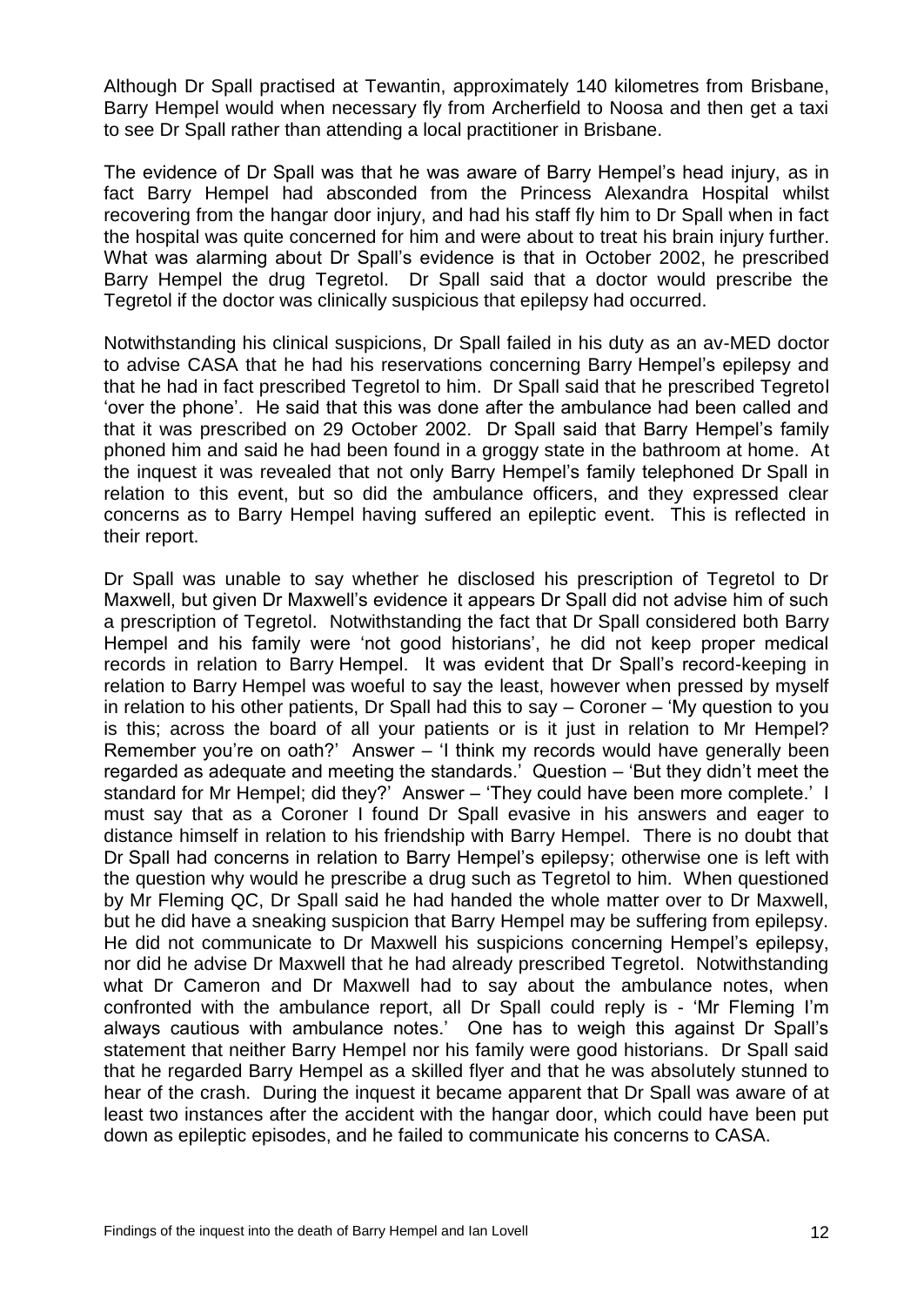Although Dr Spall practised at Tewantin, approximately 140 kilometres from Brisbane, Barry Hempel would when necessary fly from Archerfield to Noosa and then get a taxi to see Dr Spall rather than attending a local practitioner in Brisbane.

The evidence of Dr Spall was that he was aware of Barry Hempel's head injury, as in fact Barry Hempel had absconded from the Princess Alexandra Hospital whilst recovering from the hangar door injury, and had his staff fly him to Dr Spall when in fact the hospital was quite concerned for him and were about to treat his brain injury further. What was alarming about Dr Spall's evidence is that in October 2002, he prescribed Barry Hempel the drug Tegretol. Dr Spall said that a doctor would prescribe the Tegretol if the doctor was clinically suspicious that epilepsy had occurred.

Notwithstanding his clinical suspicions, Dr Spall failed in his duty as an av-MED doctor to advise CASA that he had his reservations concerning Barry Hempel's epilepsy and that he had in fact prescribed Tegretol to him. Dr Spall said that he prescribed Tegretol 'over the phone'. He said that this was done after the ambulance had been called and that it was prescribed on 29 October 2002. Dr Spall said that Barry Hempel's family phoned him and said he had been found in a groggy state in the bathroom at home. At the inquest it was revealed that not only Barry Hempel's family telephoned Dr Spall in relation to this event, but so did the ambulance officers, and they expressed clear concerns as to Barry Hempel having suffered an epileptic event. This is reflected in their report.

Dr Spall was unable to say whether he disclosed his prescription of Tegretol to Dr Maxwell, but given Dr Maxwell's evidence it appears Dr Spall did not advise him of such a prescription of Tegretol. Notwithstanding the fact that Dr Spall considered both Barry Hempel and his family were 'not good historians', he did not keep proper medical records in relation to Barry Hempel. It was evident that Dr Spall's record-keeping in relation to Barry Hempel was woeful to say the least, however when pressed by myself in relation to his other patients, Dr Spall had this to say – Coroner – 'My question to you is this; across the board of all your patients or is it just in relation to Mr Hempel? Remember you're on oath?' Answer – 'I think my records would have generally been regarded as adequate and meeting the standards.' Question – 'But they didn't meet the standard for Mr Hempel; did they?' Answer – 'They could have been more complete.' I must say that as a Coroner I found Dr Spall evasive in his answers and eager to distance himself in relation to his friendship with Barry Hempel. There is no doubt that Dr Spall had concerns in relation to Barry Hempel's epilepsy; otherwise one is left with the question why would he prescribe a drug such as Tegretol to him. When questioned by Mr Fleming QC, Dr Spall said he had handed the whole matter over to Dr Maxwell, but he did have a sneaking suspicion that Barry Hempel may be suffering from epilepsy. He did not communicate to Dr Maxwell his suspicions concerning Hempel's epilepsy, nor did he advise Dr Maxwell that he had already prescribed Tegretol. Notwithstanding what Dr Cameron and Dr Maxwell had to say about the ambulance notes, when confronted with the ambulance report, all Dr Spall could reply is - 'Mr Fleming I'm always cautious with ambulance notes.' One has to weigh this against Dr Spall's statement that neither Barry Hempel nor his family were good historians. Dr Spall said that he regarded Barry Hempel as a skilled flyer and that he was absolutely stunned to hear of the crash. During the inquest it became apparent that Dr Spall was aware of at least two instances after the accident with the hangar door, which could have been put down as epileptic episodes, and he failed to communicate his concerns to CASA.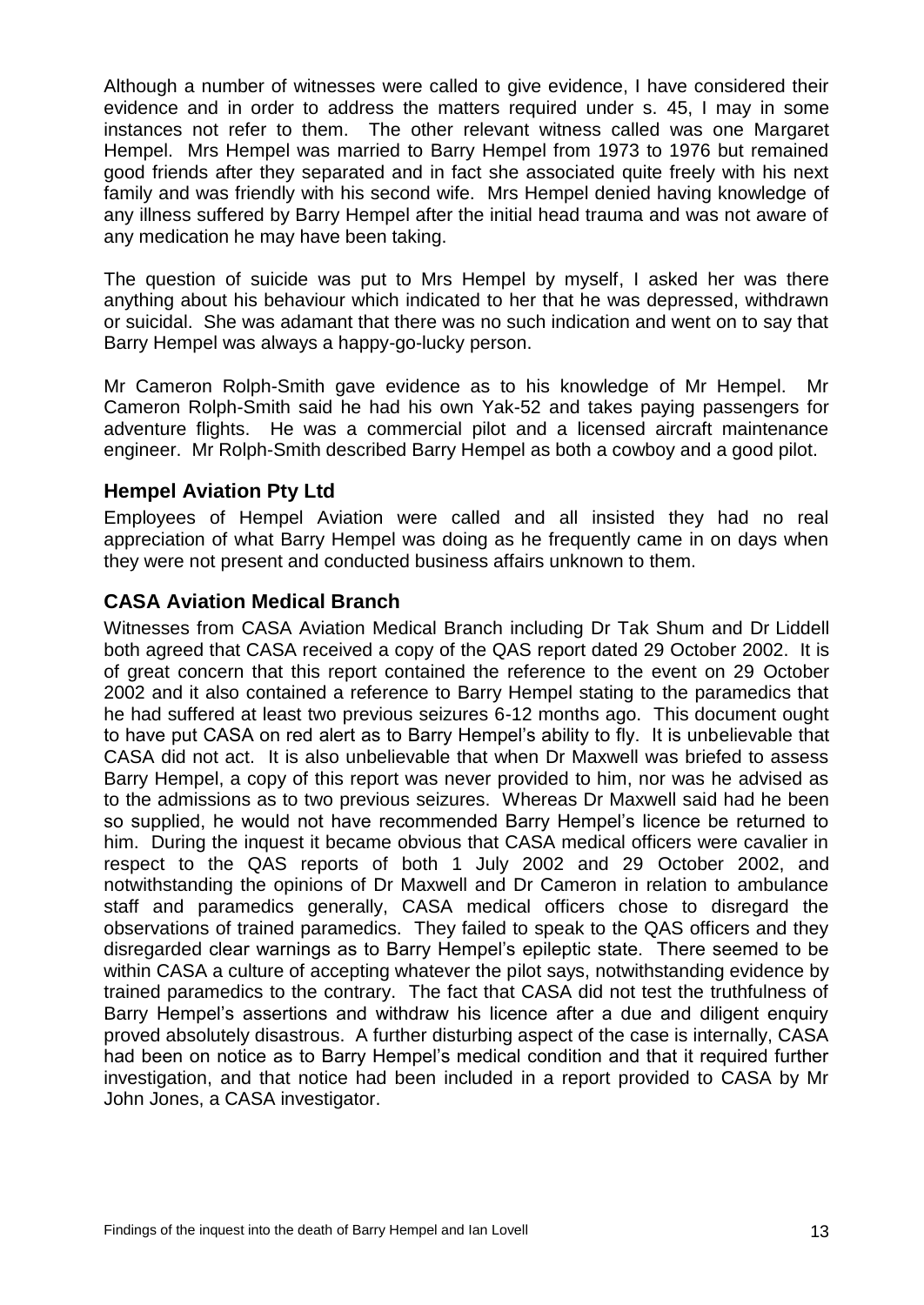Although a number of witnesses were called to give evidence, I have considered their evidence and in order to address the matters required under s. 45, I may in some instances not refer to them. The other relevant witness called was one Margaret Hempel. Mrs Hempel was married to Barry Hempel from 1973 to 1976 but remained good friends after they separated and in fact she associated quite freely with his next family and was friendly with his second wife. Mrs Hempel denied having knowledge of any illness suffered by Barry Hempel after the initial head trauma and was not aware of any medication he may have been taking.

The question of suicide was put to Mrs Hempel by myself, I asked her was there anything about his behaviour which indicated to her that he was depressed, withdrawn or suicidal. She was adamant that there was no such indication and went on to say that Barry Hempel was always a happy-go-lucky person.

Mr Cameron Rolph-Smith gave evidence as to his knowledge of Mr Hempel. Mr Cameron Rolph-Smith said he had his own Yak-52 and takes paying passengers for adventure flights. He was a commercial pilot and a licensed aircraft maintenance engineer. Mr Rolph-Smith described Barry Hempel as both a cowboy and a good pilot.

## Hempel Aviation Pty Ltd

Employees of Hempel Aviation were called and all insisted they had no real appreciation of what Barry Hempel was doing as he frequently came in on days when they were not present and conducted business affairs unknown to them.

## CASA Aviation Medical Branch

Witnesses from CASA Aviation Medical Branch including Dr Tak Shum and Dr Liddell both agreed that CASA received a copy of the QAS report dated 29 October 2002. It is of great concern that this report contained the reference to the event on 29 October 2002 and it also contained a reference to Barry Hempel stating to the paramedics that he had suffered at least two previous seizures 6-12 months ago. This document ought to have put CASA on red alert as to Barry Hempel's ability to fly. It is unbelievable that CASA did not act. It is also unbelievable that when Dr Maxwell was briefed to assess Barry Hempel, a copy of this report was never provided to him, nor was he advised as to the admissions as to two previous seizures. Whereas Dr Maxwell said had he been so supplied, he would not have recommended Barry Hempel's licence be returned to him. During the inquest it became obvious that CASA medical officers were cavalier in respect to the QAS reports of both 1 July 2002 and 29 October 2002, and notwithstanding the opinions of Dr Maxwell and Dr Cameron in relation to ambulance staff and paramedics generally, CASA medical officers chose to disregard the observations of trained paramedics. They failed to speak to the QAS officers and they disregarded clear warnings as to Barry Hempel's epileptic state. There seemed to be within CASA a culture of accepting whatever the pilot says, notwithstanding evidence by trained paramedics to the contrary. The fact that CASA did not test the truthfulness of Barry Hempel's assertions and withdraw his licence after a due and diligent enquiry proved absolutely disastrous. A further disturbing aspect of the case is internally, CASA had been on notice as to Barry Hempel's medical condition and that it required further investigation, and that notice had been included in a report provided to CASA by Mr John Jones, a CASA investigator.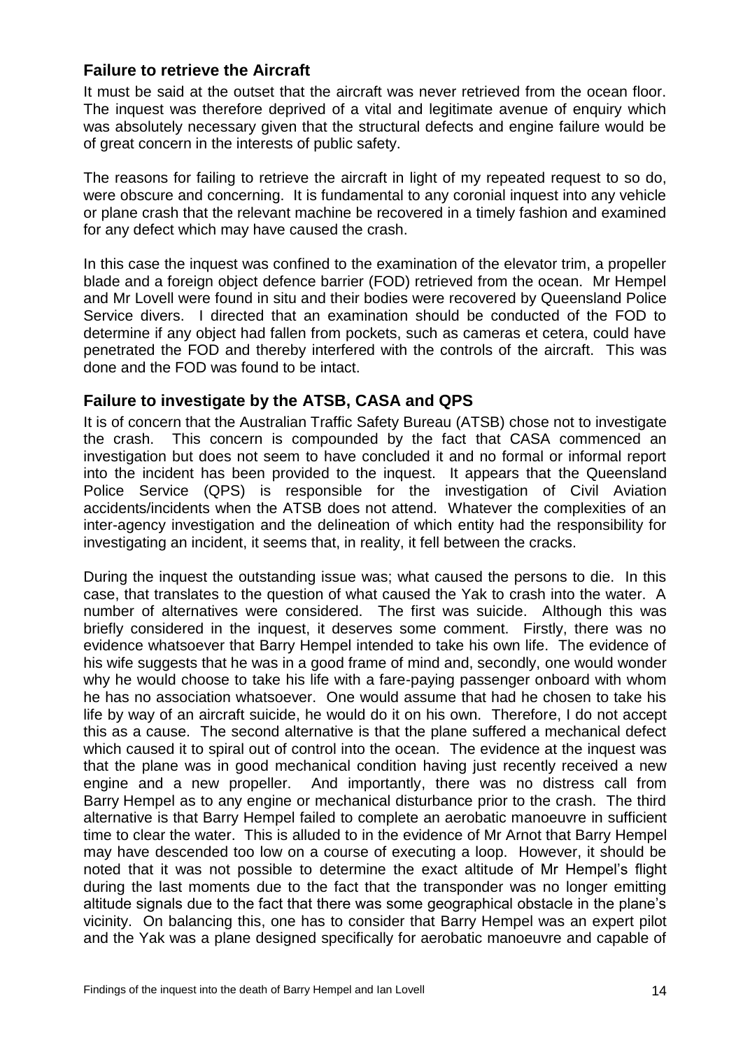## Failure to retrieve the Aircraft

It must be said at the outset that the aircraft was never retrieved from the ocean floor. The inquest was therefore deprived of a vital and legitimate avenue of enquiry which was absolutely necessary given that the structural defects and engine failure would be of great concern in the interests of public safety.

The reasons for failing to retrieve the aircraft in light of my repeated request to so do, were obscure and concerning. It is fundamental to any coronial inquest into any vehicle or plane crash that the relevant machine be recovered in a timely fashion and examined for any defect which may have caused the crash.

In this case the inquest was confined to the examination of the elevator trim, a propeller blade and a foreign object defence barrier (FOD) retrieved from the ocean. Mr Hempel and Mr Lovell were found in situ and their bodies were recovered by Queensland Police Service divers. I directed that an examination should be conducted of the FOD to determine if any object had fallen from pockets, such as cameras et cetera, could have penetrated the FOD and thereby interfered with the controls of the aircraft. This was done and the FOD was found to be intact.

## Failure to investigate by the ATSB, CASA and QPS

It is of concern that the Australian Traffic Safety Bureau (ATSB) chose not to investigate the crash. This concern is compounded by the fact that CASA commenced an investigation but does not seem to have concluded it and no formal or informal report into the incident has been provided to the inquest. It appears that the Queensland Police Service (QPS) is responsible for the investigation of Civil Aviation accidents/incidents when the ATSB does not attend. Whatever the complexities of an inter-agency investigation and the delineation of which entity had the responsibility for investigating an incident, it seems that, in reality, it fell between the cracks.

During the inquest the outstanding issue was; what caused the persons to die. In this case, that translates to the question of what caused the Yak to crash into the water. A number of alternatives were considered. The first was suicide. Although this was briefly considered in the inquest, it deserves some comment. Firstly, there was no evidence whatsoever that Barry Hempel intended to take his own life. The evidence of his wife suggests that he was in a good frame of mind and, secondly, one would wonder why he would choose to take his life with a fare-paying passenger onboard with whom he has no association whatsoever. One would assume that had he chosen to take his life by way of an aircraft suicide, he would do it on his own. Therefore, I do not accept this as a cause. The second alternative is that the plane suffered a mechanical defect which caused it to spiral out of control into the ocean. The evidence at the inquest was that the plane was in good mechanical condition having just recently received a new engine and a new propeller. And importantly, there was no distress call from Barry Hempel as to any engine or mechanical disturbance prior to the crash. The third alternative is that Barry Hempel failed to complete an aerobatic manoeuvre in sufficient time to clear the water. This is alluded to in the evidence of Mr Arnot that Barry Hempel may have descended too low on a course of executing a loop. However, it should be noted that it was not possible to determine the exact altitude of Mr Hempel's flight during the last moments due to the fact that the transponder was no longer emitting altitude signals due to the fact that there was some geographical obstacle in the plane's vicinity. On balancing this, one has to consider that Barry Hempel was an expert pilot and the Yak was a plane designed specifically for aerobatic manoeuvre and capable of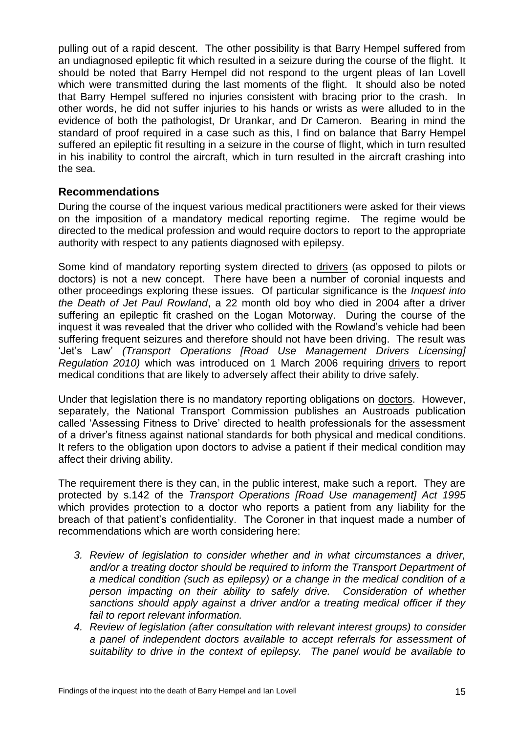pulling out of a rapid descent. The other possibility is that Barry Hempel suffered from an undiagnosed epileptic fit which resulted in a seizure during the course of the flight. It should be noted that Barry Hempel did not respond to the urgent pleas of Ian Lovell which were transmitted during the last moments of the flight. It should also be noted that Barry Hempel suffered no injuries consistent with bracing prior to the crash. In other words, he did not suffer injuries to his hands or wrists as were alluded to in the evidence of both the pathologist, Dr Urankar, and Dr Cameron. Bearing in mind the standard of proof required in a case such as this, I find on balance that Barry Hempel suffered an epileptic fit resulting in a seizure in the course of flight, which in turn resulted in his inability to control the aircraft, which in turn resulted in the aircraft crashing into the sea.

## Recommendations

During the course of the inquest various medical practitioners were asked for their views on the imposition of a mandatory medical reporting regime. The regime would be directed to the medical profession and would require doctors to report to the appropriate authority with respect to any patients diagnosed with epilepsy.

Some kind of mandatory reporting system directed to <u>drivers</u> (as opposed to pilots or doctors) is not a new concept. There have been a number of coronial inquests and other proceedings exploring these issues. Of particular significance is the *Inquest into the Death of Jet Paul Rowland*, a 22 month old boy who died in 2004 after a driver suffering an epileptic fit crashed on the Logan Motorway. During the course of the inquest it was revealed that the driver who collided with the Rowland's vehicle had been suffering frequent seizures and therefore should not have been driving. The result was 'Jet's Law' *(Transport Operations [Road Use Management Drivers Licensing] Regulation 2010)* which was introduced on 1 March 2006 requiring <u>drivers</u> to report medical conditions that are likely to adversely affect their ability to drive safely.

Under that legislation there is no mandatory reporting obligations on <u>doctors</u>. However, separately, the National Transport Commission publishes an Austroads publication called 'Assessing Fitness to Drive' directed to health professionals for the assessment of a driver's fitness against national standards for both physical and medical conditions. It refers to the obligation upon doctors to advise a patient if their medical condition may affect their driving ability.

The requirement there is they can, in the public interest, make such a report. They are protected by s.142 of the *Transport Operations [Road Use management] Act 1995* which provides protection to a doctor who reports a patient from any liability for the breach of that patient's confidentiality. The Coroner in that inquest made a number of recommendations which are worth considering here:

3. *Review of legislation to consider whether and in what circumstances a driver, and/or a treating doctor should be required to inform the Transport Department of a medical condition (such as epilepsy) or a change in the medical condition of a person impacting on their ability to safely drive. Consideration of whether sanctions should apply against a driver and/or a treating medical officer if they fail to report relevant information.*
4. *Review of legislation (after consultation with relevant interest groups) to consider a panel of independent doctors available to accept referrals for assessment of suitability to drive in the context of epilepsy. The panel would be available to*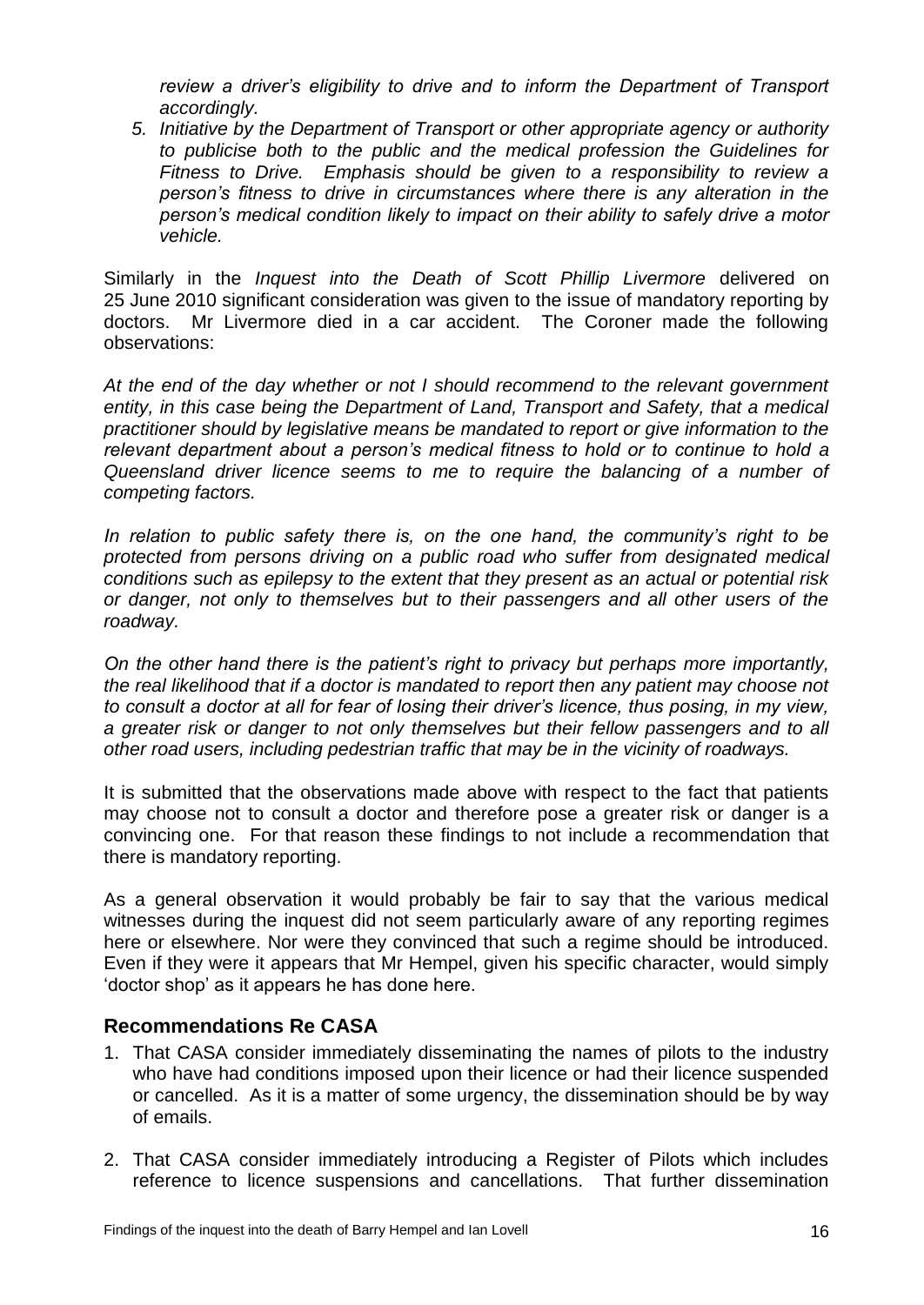*review a driver's eligibility to drive and to inform the Department of Transport accordingly.*

5. *Initiative by the Department of Transport or other appropriate agency or authority to publicise both to the public and the medical profession the Guidelines for Fitness to Drive. Emphasis should be given to a responsibility to review a person's fitness to drive in circumstances where there is any alteration in the person's medical condition likely to impact on their ability to safely drive a motor vehicle.*

Similarly in the *Inquest into the Death of Scott Phillip Livermore* delivered on 25 June 2010 significant consideration was given to the issue of mandatory reporting by doctors. Mr Livermore died in a car accident. The Coroner made the following observations:

*At the end of the day whether or not I should recommend to the relevant government entity, in this case being the Department of Land, Transport and Safety, that a medical practitioner should by legislative means be mandated to report or give information to the relevant department about a person's medical fitness to hold or to continue to hold a Queensland driver licence seems to me to require the balancing of a number of competing factors.*

*In relation to public safety there is, on the one hand, the community's right to be protected from persons driving on a public road who suffer from designated medical conditions such as epilepsy to the extent that they present as an actual or potential risk or danger, not only to themselves but to their passengers and all other users of the roadway.*

*On the other hand there is the patient's right to privacy but perhaps more importantly, the real likelihood that if a doctor is mandated to report then any patient may choose not to consult a doctor at all for fear of losing their driver's licence, thus posing, in my view, a greater risk or danger to not only themselves but their fellow passengers and to all other road users, including pedestrian traffic that may be in the vicinity of roadways.*

It is submitted that the observations made above with respect to the fact that patients may choose not to consult a doctor and therefore pose a greater risk or danger is a convincing one. For that reason these findings to not include a recommendation that there is mandatory reporting.

As a general observation it would probably be fair to say that the various medical witnesses during the inquest did not seem particularly aware of any reporting regimes here or elsewhere. Nor were they convinced that such a regime should be introduced. Even if they were it appears that Mr Hempel, given his specific character, would simply 'doctor shop' as it appears he has done here.

## Recommendations Re CASA

1. That CASA consider immediately disseminating the names of pilots to the industry who have had conditions imposed upon their licence or had their licence suspended or cancelled. As it is a matter of some urgency, the dissemination should be by way of emails.

2. That CASA consider immediately introducing a Register of Pilots which includes reference to licence suspensions and cancellations. That further dissemination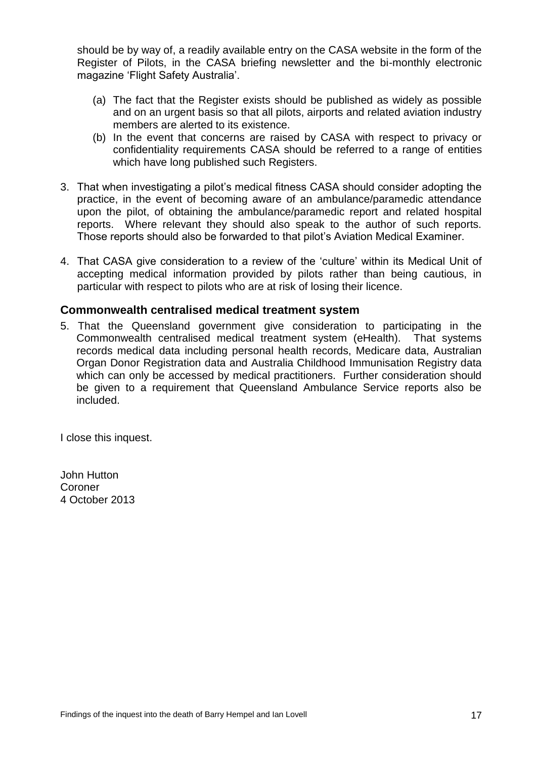should be by way of, a readily available entry on the CASA website in the form of the Register of Pilots, in the CASA briefing newsletter and the bi-monthly electronic magazine 'Flight Safety Australia'.

(a) The fact that the Register exists should be published as widely as possible and on an urgent basis so that all pilots, airports and related aviation industry members are alerted to its existence.

(b) In the event that concerns are raised by CASA with respect to privacy or confidentiality requirements CASA should be referred to a range of entities which have long published such Registers.

3. That when investigating a pilot's medical fitness CASA should consider adopting the practice, in the event of becoming aware of an ambulance/paramedic attendance upon the pilot, of obtaining the ambulance/paramedic report and related hospital reports. Where relevant they should also speak to the author of such reports. Those reports should also be forwarded to that pilot's Aviation Medical Examiner.

4. That CASA give consideration to a review of the 'culture' within its Medical Unit of accepting medical information provided by pilots rather than being cautious, in particular with respect to pilots who are at risk of losing their licence.

### Commonwealth centralised medical treatment system

5. That the Queensland government give consideration to participating in the Commonwealth centralised medical treatment system (eHealth). That systems records medical data including personal health records, Medicare data, Australian Organ Donor Registration data and Australia Childhood Immunisation Registry data which can only be accessed by medical practitioners. Further consideration should be given to a requirement that Queensland Ambulance Service reports also be included.

I close this inquest.

John Hutton
Coroner
4 October 2013